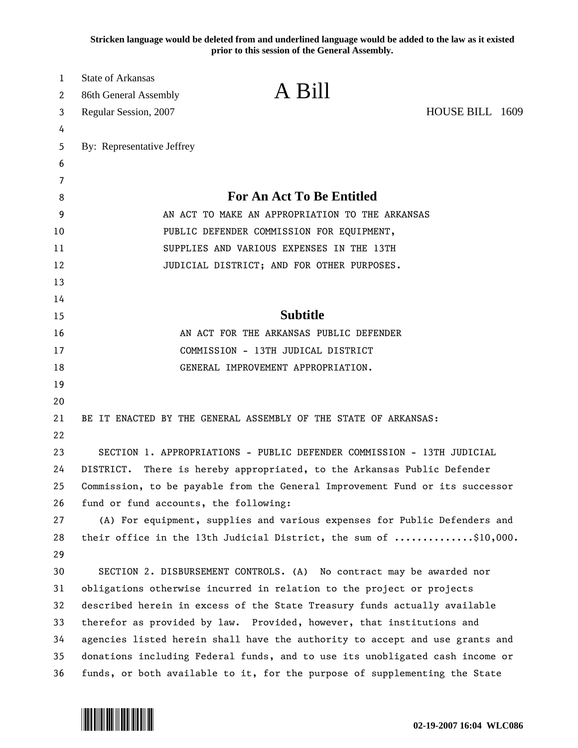Stricken language would be deleted from and underlined language would be added to the law as it existed prior to this session of the General Assembly.

State of Arkansas
86th General Assembly
Regular Session, 2007

# A Bill

HOUSE BILL 1609

By: Representative Jeffrey

## For An Act To Be Entitled

AN ACT TO MAKE AN APPROPRIATION TO THE ARKANSAS PUBLIC DEFENDER COMMISSION FOR EQUIPMENT, SUPPLIES AND VARIOUS EXPENSES IN THE 13TH JUDICIAL DISTRICT; AND FOR OTHER PURPOSES.

## Subtitle

AN ACT FOR THE ARKANSAS PUBLIC DEFENDER COMMISSION - 13TH JUDICAL DISTRICT GENERAL IMPROVEMENT APPROPRIATION.

BE IT ENACTED BY THE GENERAL ASSEMBLY OF THE STATE OF ARKANSAS:

SECTION 1. APPROPRIATIONS - PUBLIC DEFENDER COMMISSION - 13TH JUDICIAL DISTRICT. There is hereby appropriated, to the Arkansas Public Defender Commission, to be payable from the General Improvement Fund or its successor fund or fund accounts, the following:

(A) For equipment, supplies and various expenses for Public Defenders and their office in the 13th Judicial District, the sum of ..............$10,000.

SECTION 2. DISBURSEMENT CONTROLS. (A) No contract may be awarded nor obligations otherwise incurred in relation to the project or projects described herein in excess of the State Treasury funds actually available therefor as provided by law. Provided, however, that institutions and agencies listed herein shall have the authority to accept and use grants and donations including Federal funds, and to use its unobligated cash income or funds, or both available to it, for the purpose of supplementing the State

02-19-2007 16:04 WLC086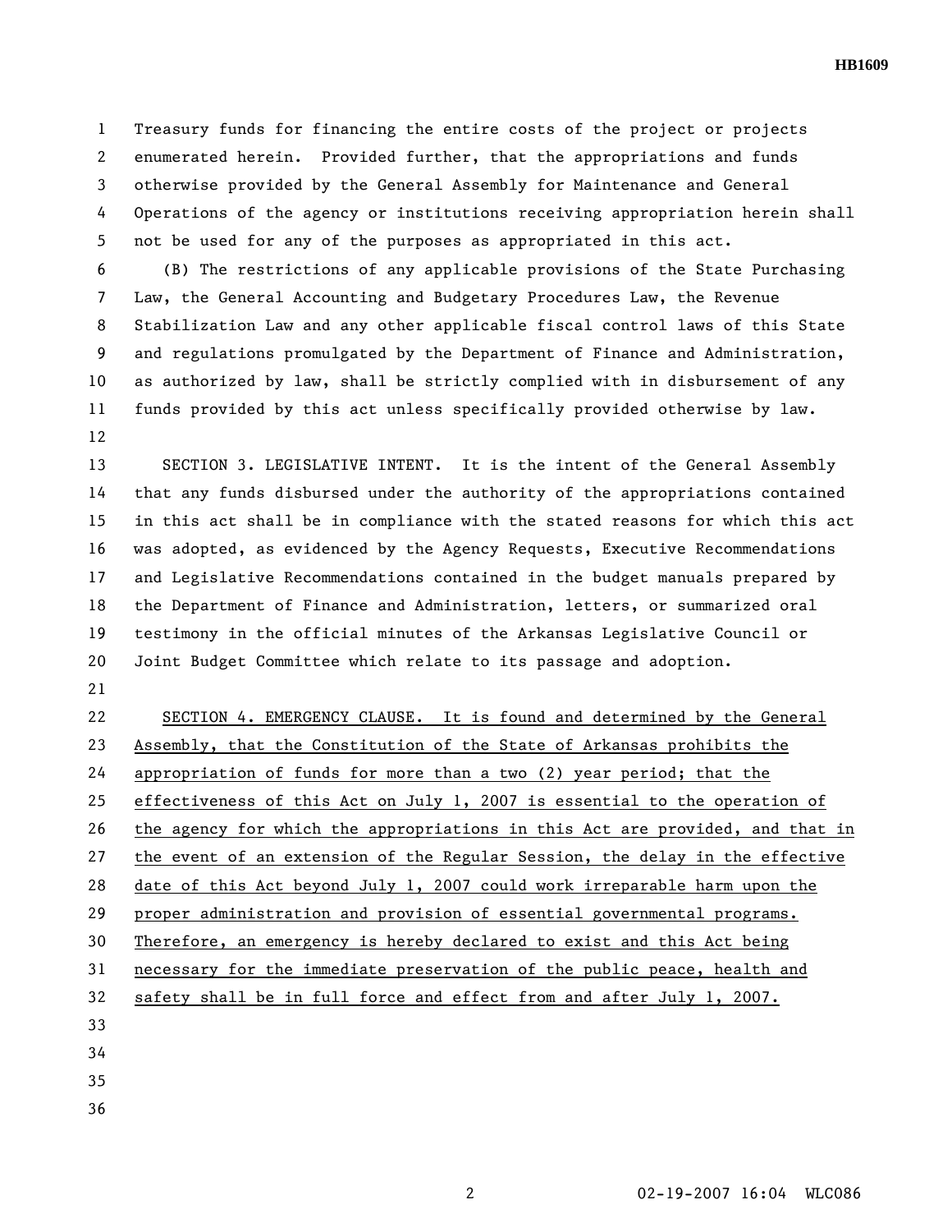Treasury funds for financing the entire costs of the project or projects enumerated herein. Provided further, that the appropriations and funds otherwise provided by the General Assembly for Maintenance and General Operations of the agency or institutions receiving appropriation herein shall not be used for any of the purposes as appropriated in this act.

(B) The restrictions of any applicable provisions of the State Purchasing Law, the General Accounting and Budgetary Procedures Law, the Revenue Stabilization Law and any other applicable fiscal control laws of this State and regulations promulgated by the Department of Finance and Administration, as authorized by law, shall be strictly complied with in disbursement of any funds provided by this act unless specifically provided otherwise by law.

SECTION 3. LEGISLATIVE INTENT. It is the intent of the General Assembly that any funds disbursed under the authority of the appropriations contained in this act shall be in compliance with the stated reasons for which this act was adopted, as evidenced by the Agency Requests, Executive Recommendations and Legislative Recommendations contained in the budget manuals prepared by the Department of Finance and Administration, letters, or summarized oral testimony in the official minutes of the Arkansas Legislative Council or Joint Budget Committee which relate to its passage and adoption.

SECTION 4. EMERGENCY CLAUSE. It is found and determined by the General Assembly, that the Constitution of the State of Arkansas prohibits the appropriation of funds for more than a two (2) year period; that the effectiveness of this Act on July 1, 2007 is essential to the operation of the agency for which the appropriations in this Act are provided, and that in the event of an extension of the Regular Session, the delay in the effective date of this Act beyond July 1, 2007 could work irreparable harm upon the proper administration and provision of essential governmental programs. Therefore, an emergency is hereby declared to exist and this Act being necessary for the immediate preservation of the public peace, health and safety shall be in full force and effect from and after July 1, 2007.